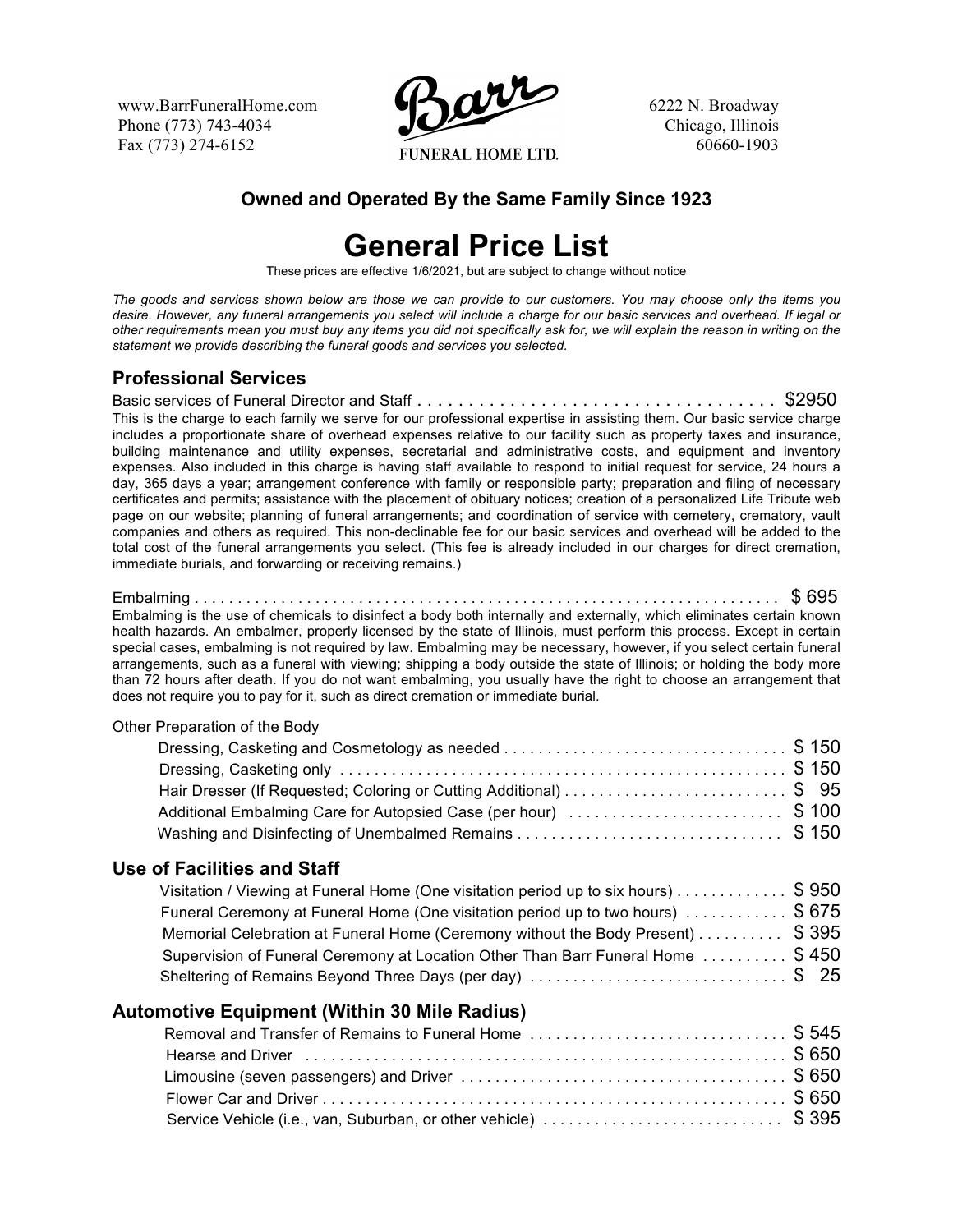www.BarrFuneralHome.com
Phone (773) 743-4034
Fax (773) 274-6152

**Barr FUNERAL HOME LTD.**

6222 N. Broadway
Chicago, Illinois
60660-1903

**Owned and Operated By the Same Family Since 1923**

# General Price List

These prices are effective 1/6/2021, but are subject to change without notice

*The goods and services shown below are those we can provide to our customers. You may choose only the items you desire. However, any funeral arrangements you select will include a charge for our basic services and overhead. If legal or other requirements mean you must buy any items you did not specifically ask for, we will explain the reason in writing on the statement we provide describing the funeral goods and services you selected.*

## Professional Services

Basic services of Funeral Director and Staff . . . . . . . . . . . . . . . . . . . . . . . . . . . . . . . . . . . $2950

This is the charge to each family we serve for our professional expertise in assisting them. Our basic service charge includes a proportionate share of overhead expenses relative to our facility such as property taxes and insurance, building maintenance and utility expenses, secretarial and administrative costs, and equipment and inventory expenses. Also included in this charge is having staff available to respond to initial request for service, 24 hours a day, 365 days a year; arrangement conference with family or responsible party; preparation and filing of necessary certificates and permits; assistance with the placement of obituary notices; creation of a personalized Life Tribute web page on our website; planning of funeral arrangements; and coordination of service with cemetery, crematory, vault companies and others as required. This non-declinable fee for our basic services and overhead will be added to the total cost of the funeral arrangements you select. (This fee is already included in our charges for direct cremation, immediate burials, and forwarding or receiving remains.)

Embalming . . . . . . . . . . . . . . . . . . . . . . . . . . . . . . . . . . . . . . . . . . . . . . . . . . . . . . . . . . . . . . . . $ 695

Embalming is the use of chemicals to disinfect a body both internally and externally, which eliminates certain known health hazards. An embalmer, properly licensed by the state of Illinois, must perform this process. Except in certain special cases, embalming is not required by law. Embalming may be necessary, however, if you select certain funeral arrangements, such as a funeral with viewing; shipping a body outside the state of Illinois; or holding the body more than 72 hours after death. If you do not want embalming, you usually have the right to choose an arrangement that does not require you to pay for it, such as direct cremation or immediate burial.

Other Preparation of the Body

- Dressing, Casketing and Cosmetology as needed . . . . . . . . . . . . . . . . . . . . . . . . . . . . . . . . $ 150
- Dressing, Casketing only . . . . . . . . . . . . . . . . . . . . . . . . . . . . . . . . . . . . . . . . . . . . . . . . . . . $ 150
- Hair Dresser (If Requested; Coloring or Cutting Additional) . . . . . . . . . . . . . . . . . . . . . . . . . $ 95
- Additional Embalming Care for Autopsied Case (per hour) . . . . . . . . . . . . . . . . . . . . . . . . . $ 100
- Washing and Disinfecting of Unembalmed Remains . . . . . . . . . . . . . . . . . . . . . . . . . . . . . . $ 150

## Use of Facilities and Staff

- Visitation / Viewing at Funeral Home (One visitation period up to six hours) . . . . . . . . . . . . $ 950
- Funeral Ceremony at Funeral Home (One visitation period up to two hours) . . . . . . . . . . . $ 675
- Memorial Celebration at Funeral Home (Ceremony without the Body Present) . . . . . . . . . . $ 395
- Supervision of Funeral Ceremony at Location Other Than Barr Funeral Home . . . . . . . . . . $ 450
- Sheltering of Remains Beyond Three Days (per day) . . . . . . . . . . . . . . . . . . . . . . . . . . . . . $ 25

## Automotive Equipment (Within 30 Mile Radius)

- Removal and Transfer of Remains to Funeral Home . . . . . . . . . . . . . . . . . . . . . . . . . . . . . $ 545
- Hearse and Driver . . . . . . . . . . . . . . . . . . . . . . . . . . . . . . . . . . . . . . . . . . . . . . . . . . . . . . . $ 650
- Limousine (seven passengers) and Driver . . . . . . . . . . . . . . . . . . . . . . . . . . . . . . . . . . . . . $ 650
- Flower Car and Driver . . . . . . . . . . . . . . . . . . . . . . . . . . . . . . . . . . . . . . . . . . . . . . . . . . . . . $ 650
- Service Vehicle (i.e., van, Suburban, or other vehicle) . . . . . . . . . . . . . . . . . . . . . . . . . . . $ 395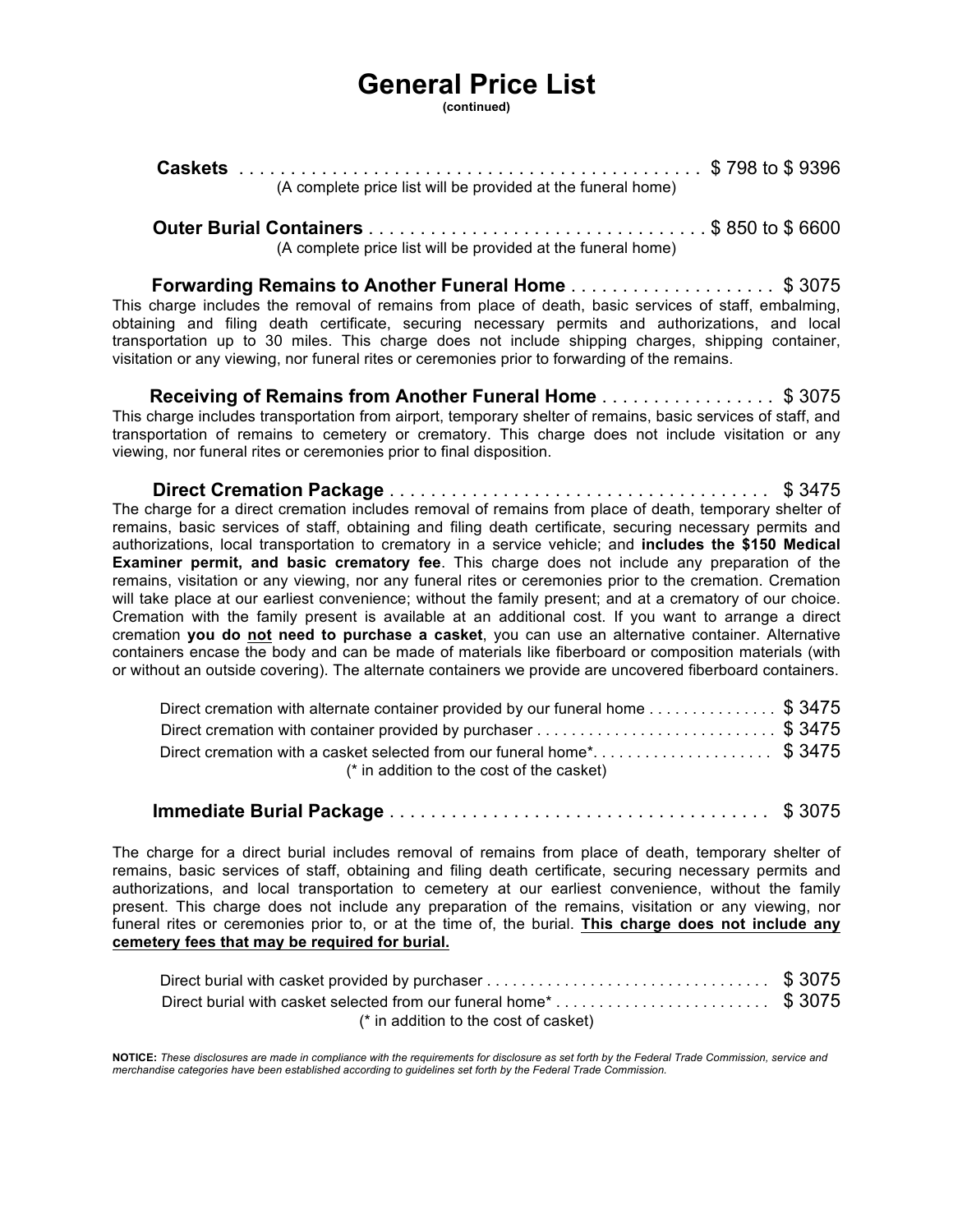# General Price List

**(continued)**

**Caskets** . . . . . . . . . . . . . . . . . . . . . . . . . . . . . . . . . . . . . . . . . . . . . . $ 798 to $ 9396

(A complete price list will be provided at the funeral home)

**Outer Burial Containers** . . . . . . . . . . . . . . . . . . . . . . . . . . . . . . . . . $ 850 to $ 6600

(A complete price list will be provided at the funeral home)

**Forwarding Remains to Another Funeral Home** . . . . . . . . . . . . . . . . . . . . $ 3075

This charge includes the removal of remains from place of death, basic services of staff, embalming, obtaining and filing death certificate, securing necessary permits and authorizations, and local transportation up to 30 miles. This charge does not include shipping charges, shipping container, visitation or any viewing, nor funeral rites or ceremonies prior to forwarding of the remains.

**Receiving of Remains from Another Funeral Home** . . . . . . . . . . . . . . . . . $ 3075

This charge includes transportation from airport, temporary shelter of remains, basic services of staff, and transportation of remains to cemetery or crematory. This charge does not include visitation or any viewing, nor funeral rites or ceremonies prior to final disposition.

**Direct Cremation Package** . . . . . . . . . . . . . . . . . . . . . . . . . . . . . . . . . . . . . $ 3475

The charge for a direct cremation includes removal of remains from place of death, temporary shelter of remains, basic services of staff, obtaining and filing death certificate, securing necessary permits and authorizations, local transportation to crematory in a service vehicle; and **includes the $150 Medical Examiner permit, and basic crematory fee**. This charge does not include any preparation of the remains, visitation or any viewing, nor any funeral rites or ceremonies prior to the cremation. Cremation will take place at our earliest convenience; without the family present; and at a crematory of our choice. Cremation with the family present is available at an additional cost. If you want to arrange a direct cremation **you do <u>not</u> need to purchase a casket**, you can use an alternative container. Alternative containers encase the body and can be made of materials like fiberboard or composition materials (with or without an outside covering). The alternate containers we provide are uncovered fiberboard containers.

Direct cremation with alternate container provided by our funeral home . . . . . . . . . . . . . . $ 3475
Direct cremation with container provided by purchaser . . . . . . . . . . . . . . . . . . . . . . . . . . . $ 3475
Direct cremation with a casket selected from our funeral home*. . . . . . . . . . . . . . . . . . . . $ 3475
(* in addition to the cost of the casket)

**Immediate Burial Package** . . . . . . . . . . . . . . . . . . . . . . . . . . . . . . . . . . . . . $ 3075

The charge for a direct burial includes removal of remains from place of death, temporary shelter of remains, basic services of staff, obtaining and filing death certificate, securing necessary permits and authorizations, and local transportation to cemetery at our earliest convenience, without the family present. This charge does not include any preparation of the remains, visitation or any viewing, nor funeral rites or ceremonies prior to, or at the time of, the burial. **<u>This charge does not include any cemetery fees that may be required for burial.</u>**

Direct burial with casket provided by purchaser . . . . . . . . . . . . . . . . . . . . . . . . . . . . . . . . $ 3075
Direct burial with casket selected from our funeral home* . . . . . . . . . . . . . . . . . . . . . . . . . $ 3075
(* in addition to the cost of casket)

**NOTICE:** *These disclosures are made in compliance with the requirements for disclosure as set forth by the Federal Trade Commission, service and merchandise categories have been established according to guidelines set forth by the Federal Trade Commission.*